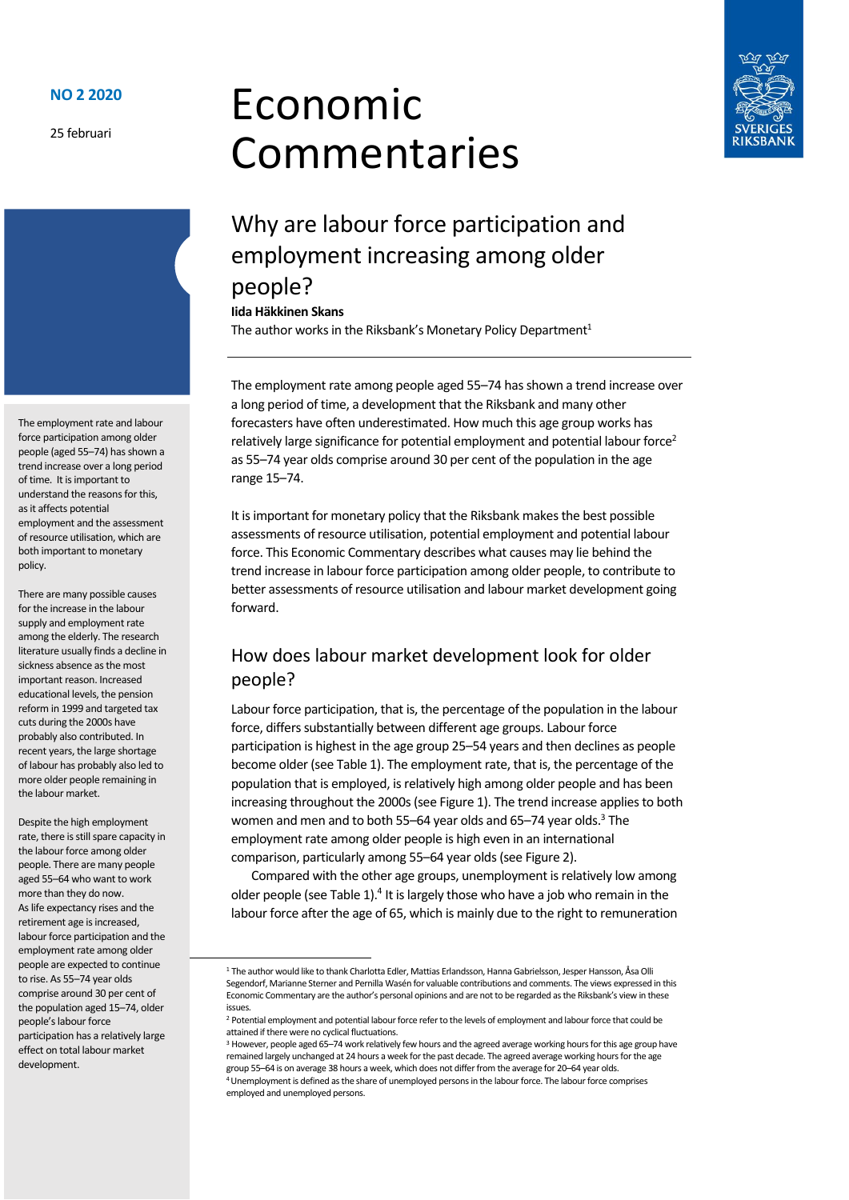**NO 2 2020**

25 februari

# Economic Commentaries

## Why are labour force participation and employment increasing among older people?

**Iida Häkkinen Skans**

The author works in the Riksbank's Monetary Policy Department[1]

The employment rate and labour force participation among older people (aged 55–74) has shown a trend increase over a long period of time. It is important to understand the reasons for this, as it affects potential employment and the assessment of resource utilisation, which are both important to monetary policy.

There are many possible causes for the increase in the labour supply and employment rate among the elderly. The research literature usually finds a decline in sickness absence as the most important reason. Increased educational levels, the pension reform in 1999 and targeted tax cuts during the 2000s have probably also contributed. In recent years, the large shortage of labour has probably also led to more older people remaining in the labour market.

Despite the high employment rate, there is still spare capacity in the labour force among older people. There are many people aged 55–64 who want to work more than they do now. As life expectancy rises and the retirement age is increased, labour force participation and the employment rate among older people are expected to continue to rise. As 55–74 year olds comprise around 30 per cent of the population aged 15–74, older people's labour force participation has a relatively large effect on total labour market development.

The employment rate among people aged 55–74 has shown a trend increase over a long period of time, a development that the Riksbank and many other forecasters have often underestimated. How much this age group works has relatively large significance for potential employment and potential labour force[2] as 55–74 year olds comprise around 30 per cent of the population in the age range 15–74.

It is important for monetary policy that the Riksbank makes the best possible assessments of resource utilisation, potential employment and potential labour force. This Economic Commentary describes what causes may lie behind the trend increase in labour force participation among older people, to contribute to better assessments of resource utilisation and labour market development going forward.

### How does labour market development look for older people?

Labour force participation, that is, the percentage of the population in the labour force, differs substantially between different age groups. Labour force participation is highest in the age group 25–54 years and then declines as people become older (see Table 1). The employment rate, that is, the percentage of the population that is employed, is relatively high among older people and has been increasing throughout the 2000s (see Figure 1). The trend increase applies to both women and men and to both 55–64 year olds and 65–74 year olds.[3] The employment rate among older people is high even in an international comparison, particularly among 55–64 year olds (see Figure 2).

Compared with the other age groups, unemployment is relatively low among older people (see Table 1).[4] It is largely those who have a job who remain in the labour force after the age of 65, which is mainly due to the right to remuneration

---

[1] The author would like to thank Charlotta Edler, Mattias Erlandsson, Hanna Gabrielsson, Jesper Hansson, Åsa Olli Segendorf, Marianne Sterner and Pernilla Wasén for valuable contributions and comments. The views expressed in this Economic Commentary are the author's personal opinions and are not to be regarded as the Riksbank's view in these issues.

[2] Potential employment and potential labour force refer to the levels of employment and labour force that could be attained if there were no cyclical fluctuations.

[3] However, people aged 65–74 work relatively few hours and the agreed average working hours for this age group have remained largely unchanged at 24 hours a week for the past decade. The agreed average working hours for the age group 55–64 is on average 38 hours a week, which does not differ from the average for 20–64 year olds.

[4] Unemployment is defined as the share of unemployed persons in the labour force. The labour force comprises employed and unemployed persons.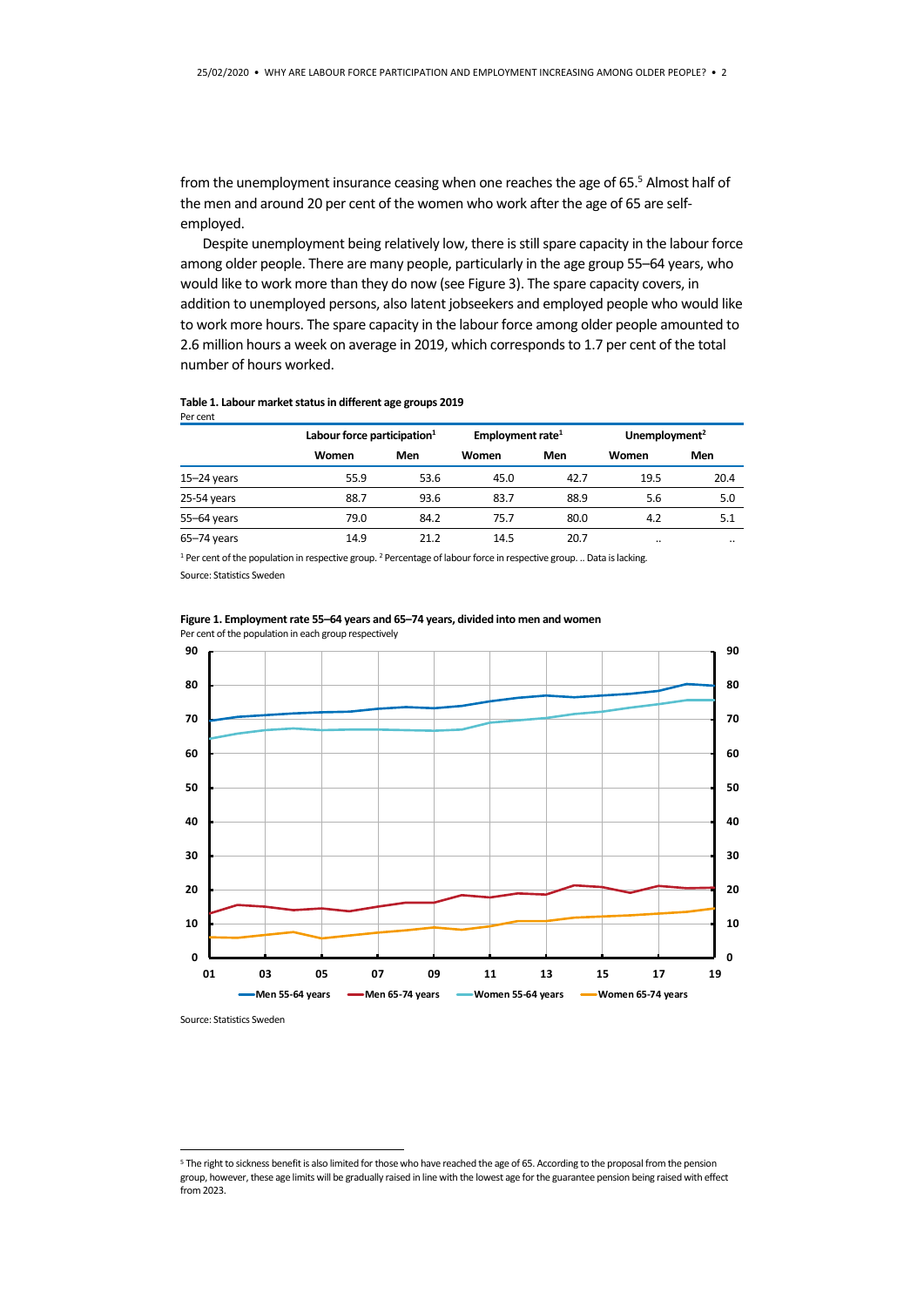from the unemployment insurance ceasing when one reaches the age of 65.[5] Almost half of the men and around 20 per cent of the women who work after the age of 65 are self-employed.

Despite unemployment being relatively low, there is still spare capacity in the labour force among older people. There are many people, particularly in the age group 55–64 years, who would like to work more than they do now (see Figure 3). The spare capacity covers, in addition to unemployed persons, also latent jobseekers and employed people who would like to work more hours. The spare capacity in the labour force among older people amounted to 2.6 million hours a week on average in 2019, which corresponds to 1.7 per cent of the total number of hours worked.

**Table 1. Labour market status in different age groups 2019**
Per cent

| | Labour force participation[1] | | Employment rate[1] | | Unemployment[2] | |
|---|---|---|---|---|---|---|
| | Women | Men | Women | Men | Women | Men |
| 15–24 years | 55.9 | 53.6 | 45.0 | 42.7 | 19.5 | 20.4 |
| 25-54 years | 88.7 | 93.6 | 83.7 | 88.9 | 5.6 | 5.0 |
| 55–64 years | 79.0 | 84.2 | 75.7 | 80.0 | 4.2 | 5.1 |
| 65–74 years | 14.9 | 21.2 | 14.5 | 20.7 | .. | .. |

[1] Per cent of the population in respective group. [2] Percentage of labour force in respective group. .. Data is lacking.
Source: Statistics Sweden

**Figure 1. Employment rate 55–64 years and 65–74 years, divided into men and women**
Per cent of the population in each group respectively

Source: Statistics Sweden

---

[5] The right to sickness benefit is also limited for those who have reached the age of 65. According to the proposal from the pension group, however, these age limits will be gradually raised in line with the lowest age for the guarantee pension being raised with effect from 2023.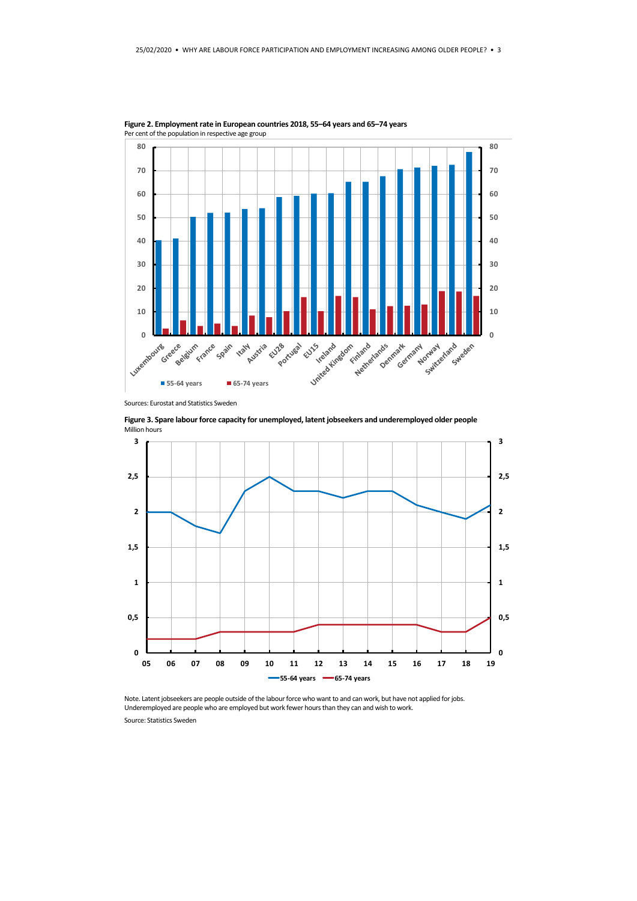**Figure 2. Employment rate in European countries 2018, 55–64 years and 65–74 years**
Per cent of the population in respective age group

Sources: Eurostat and Statistics Sweden

**Figure 3. Spare labour force capacity for unemployed, latent jobseekers and underemployed older people**
Million hours

Note. Latent jobseekers are people outside of the labour force who want to and can work, but have not applied for jobs. Underemployed are people who are employed but work fewer hours than they can and wish to work.

Source: Statistics Sweden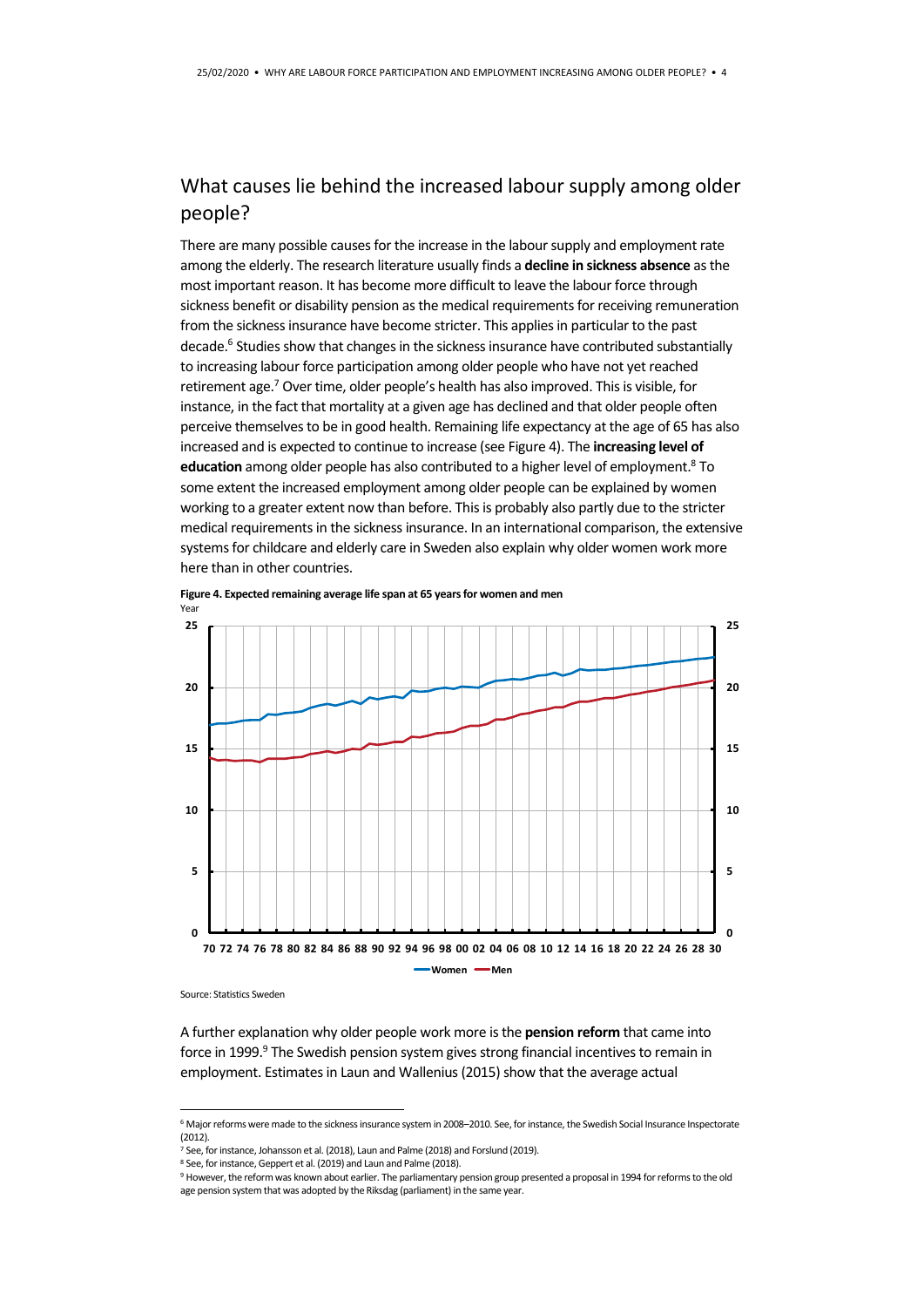## What causes lie behind the increased labour supply among older people?

There are many possible causes for the increase in the labour supply and employment rate among the elderly. The research literature usually finds a **decline in sickness absence** as the most important reason. It has become more difficult to leave the labour force through sickness benefit or disability pension as the medical requirements for receiving remuneration from the sickness insurance have become stricter. This applies in particular to the past decade.[6] Studies show that changes in the sickness insurance have contributed substantially to increasing labour force participation among older people who have not yet reached retirement age.[7] Over time, older people's health has also improved. This is visible, for instance, in the fact that mortality at a given age has declined and that older people often perceive themselves to be in good health. Remaining life expectancy at the age of 65 has also increased and is expected to continue to increase (see Figure 4). The **increasing level of education** among older people has also contributed to a higher level of employment.[8] To some extent the increased employment among older people can be explained by women working to a greater extent now than before. This is probably also partly due to the stricter medical requirements in the sickness insurance. In an international comparison, the extensive systems for childcare and elderly care in Sweden also explain why older women work more here than in other countries.

**Figure 4. Expected remaining average life span at 65 years for women and men**

Source: Statistics Sweden

A further explanation why older people work more is the **pension reform** that came into force in 1999.[9] The Swedish pension system gives strong financial incentives to remain in employment. Estimates in Laun and Wallenius (2015) show that the average actual

---

[6] Major reforms were made to the sickness insurance system in 2008–2010. See, for instance, the Swedish Social Insurance Inspectorate (2012).

[7] See, for instance, Johansson et al. (2018), Laun and Palme (2018) and Forslund (2019).

[8] See, for instance, Geppert et al. (2019) and Laun and Palme (2018).

[9] However, the reform was known about earlier. The parliamentary pension group presented a proposal in 1994 for reforms to the old age pension system that was adopted by the Riksdag (parliament) in the same year.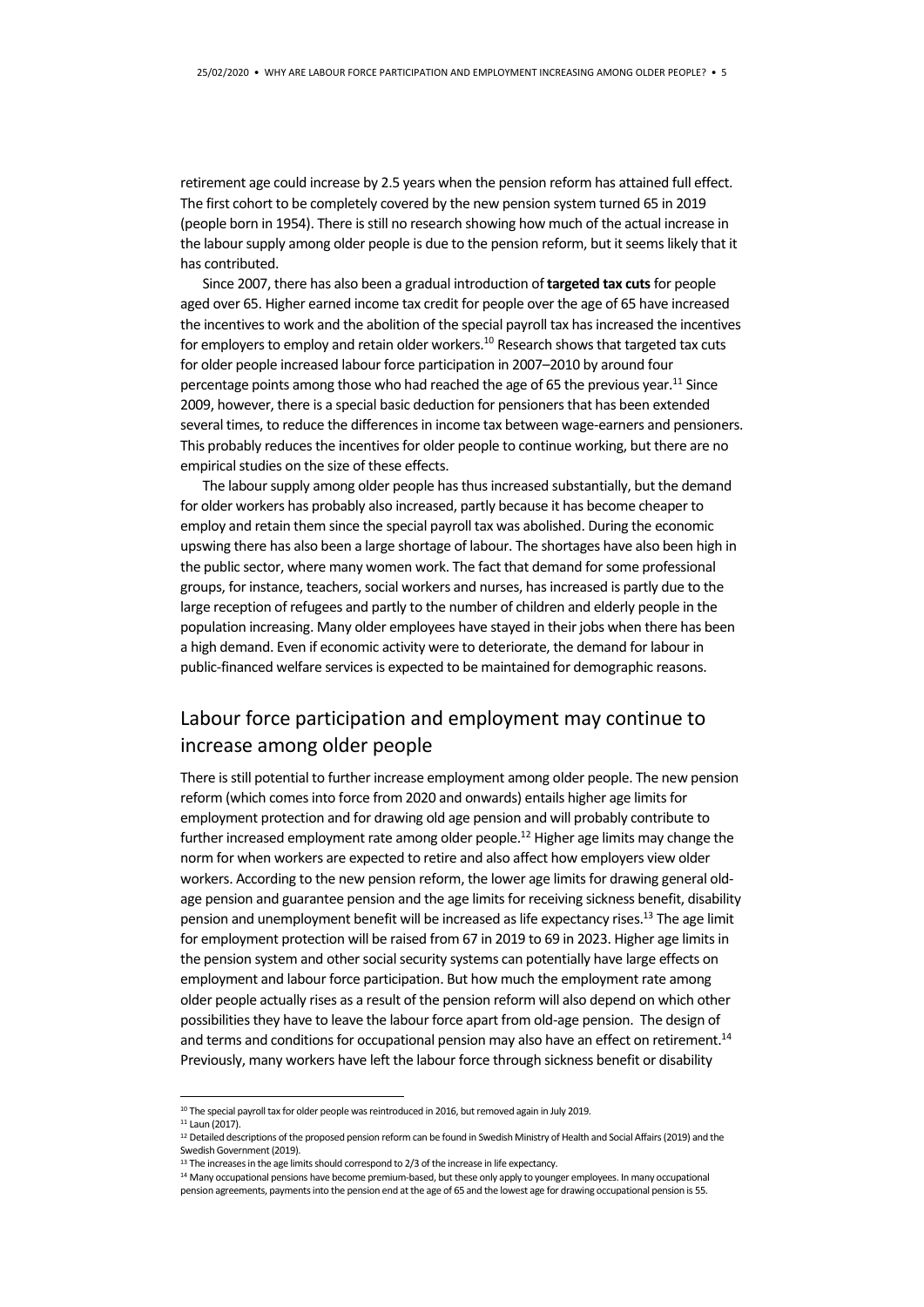retirement age could increase by 2.5 years when the pension reform has attained full effect. The first cohort to be completely covered by the new pension system turned 65 in 2019 (people born in 1954). There is still no research showing how much of the actual increase in the labour supply among older people is due to the pension reform, but it seems likely that it has contributed.

Since 2007, there has also been a gradual introduction of **targeted tax cuts** for people aged over 65. Higher earned income tax credit for people over the age of 65 have increased the incentives to work and the abolition of the special payroll tax has increased the incentives for employers to employ and retain older workers.[10] Research shows that targeted tax cuts for older people increased labour force participation in 2007–2010 by around four percentage points among those who had reached the age of 65 the previous year.[11] Since 2009, however, there is a special basic deduction for pensioners that has been extended several times, to reduce the differences in income tax between wage-earners and pensioners. This probably reduces the incentives for older people to continue working, but there are no empirical studies on the size of these effects.

The labour supply among older people has thus increased substantially, but the demand for older workers has probably also increased, partly because it has become cheaper to employ and retain them since the special payroll tax was abolished. During the economic upswing there has also been a large shortage of labour. The shortages have also been high in the public sector, where many women work. The fact that demand for some professional groups, for instance, teachers, social workers and nurses, has increased is partly due to the large reception of refugees and partly to the number of children and elderly people in the population increasing. Many older employees have stayed in their jobs when there has been a high demand. Even if economic activity were to deteriorate, the demand for labour in public-financed welfare services is expected to be maintained for demographic reasons.

## Labour force participation and employment may continue to increase among older people

There is still potential to further increase employment among older people. The new pension reform (which comes into force from 2020 and onwards) entails higher age limits for employment protection and for drawing old age pension and will probably contribute to further increased employment rate among older people.[12] Higher age limits may change the norm for when workers are expected to retire and also affect how employers view older workers. According to the new pension reform, the lower age limits for drawing general old-age pension and guarantee pension and the age limits for receiving sickness benefit, disability pension and unemployment benefit will be increased as life expectancy rises.[13] The age limit for employment protection will be raised from 67 in 2019 to 69 in 2023. Higher age limits in the pension system and other social security systems can potentially have large effects on employment and labour force participation. But how much the employment rate among older people actually rises as a result of the pension reform will also depend on which other possibilities they have to leave the labour force apart from old-age pension. The design of and terms and conditions for occupational pension may also have an effect on retirement.[14] Previously, many workers have left the labour force through sickness benefit or disability

---

[10] The special payroll tax for older people was reintroduced in 2016, but removed again in July 2019.

[11] Laun (2017).

[12] Detailed descriptions of the proposed pension reform can be found in Swedish Ministry of Health and Social Affairs (2019) and the Swedish Government (2019).

[13] The increases in the age limits should correspond to 2/3 of the increase in life expectancy.

[14] Many occupational pensions have become premium-based, but these only apply to younger employees. In many occupational pension agreements, payments into the pension end at the age of 65 and the lowest age for drawing occupational pension is 55.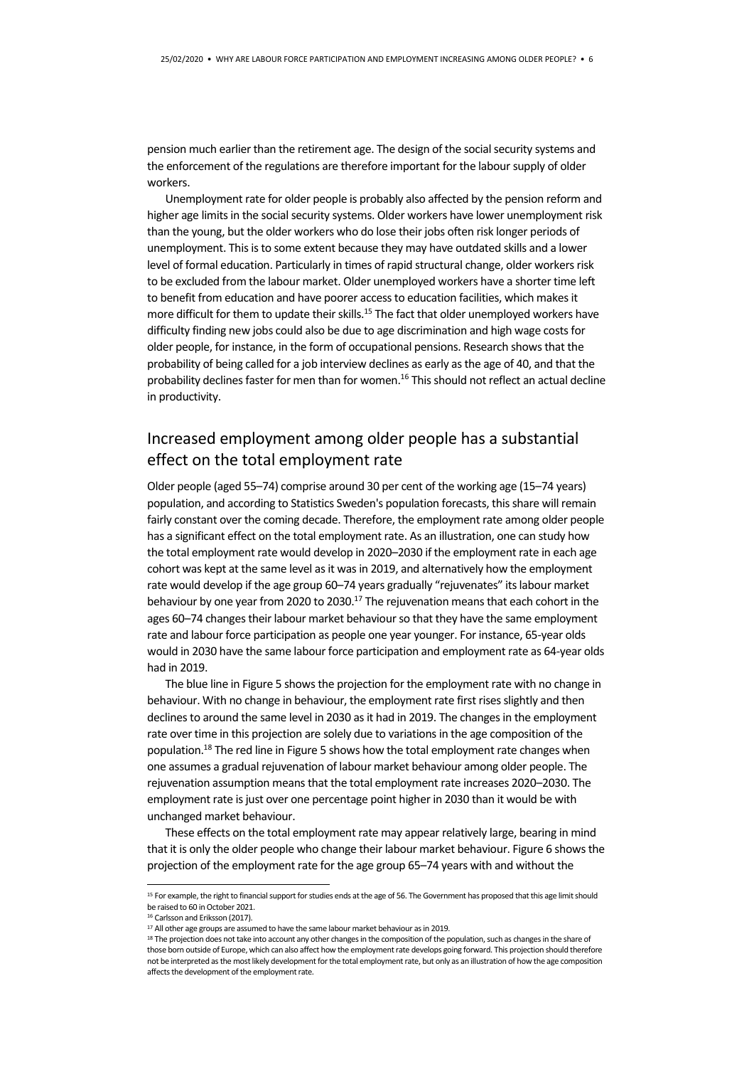pension much earlier than the retirement age. The design of the social security systems and the enforcement of the regulations are therefore important for the labour supply of older workers.

Unemployment rate for older people is probably also affected by the pension reform and higher age limits in the social security systems. Older workers have lower unemployment risk than the young, but the older workers who do lose their jobs often risk longer periods of unemployment. This is to some extent because they may have outdated skills and a lower level of formal education. Particularly in times of rapid structural change, older workers risk to be excluded from the labour market. Older unemployed workers have a shorter time left to benefit from education and have poorer access to education facilities, which makes it more difficult for them to update their skills.[15] The fact that older unemployed workers have difficulty finding new jobs could also be due to age discrimination and high wage costs for older people, for instance, in the form of occupational pensions. Research shows that the probability of being called for a job interview declines as early as the age of 40, and that the probability declines faster for men than for women.[16] This should not reflect an actual decline in productivity.

## Increased employment among older people has a substantial effect on the total employment rate

Older people (aged 55–74) comprise around 30 per cent of the working age (15–74 years) population, and according to Statistics Sweden's population forecasts, this share will remain fairly constant over the coming decade. Therefore, the employment rate among older people has a significant effect on the total employment rate. As an illustration, one can study how the total employment rate would develop in 2020–2030 if the employment rate in each age cohort was kept at the same level as it was in 2019, and alternatively how the employment rate would develop if the age group 60–74 years gradually "rejuvenates" its labour market behaviour by one year from 2020 to 2030.[17] The rejuvenation means that each cohort in the ages 60–74 changes their labour market behaviour so that they have the same employment rate and labour force participation as people one year younger. For instance, 65-year olds would in 2030 have the same labour force participation and employment rate as 64-year olds had in 2019.

The blue line in Figure 5 shows the projection for the employment rate with no change in behaviour. With no change in behaviour, the employment rate first rises slightly and then declines to around the same level in 2030 as it had in 2019. The changes in the employment rate over time in this projection are solely due to variations in the age composition of the population.[18] The red line in Figure 5 shows how the total employment rate changes when one assumes a gradual rejuvenation of labour market behaviour among older people. The rejuvenation assumption means that the total employment rate increases 2020–2030. The employment rate is just over one percentage point higher in 2030 than it would be with unchanged market behaviour.

These effects on the total employment rate may appear relatively large, bearing in mind that it is only the older people who change their labour market behaviour. Figure 6 shows the projection of the employment rate for the age group 65–74 years with and without the

---

[15] For example, the right to financial support for studies ends at the age of 56. The Government has proposed that this age limit should be raised to 60 in October 2021.

[16] Carlsson and Eriksson (2017).

[17] All other age groups are assumed to have the same labour market behaviour as in 2019.

[18] The projection does not take into account any other changes in the composition of the population, such as changes in the share of those born outside of Europe, which can also affect how the employment rate develops going forward. This projection should therefore not be interpreted as the most likely development for the total employment rate, but only as an illustration of how the age composition affects the development of the employment rate.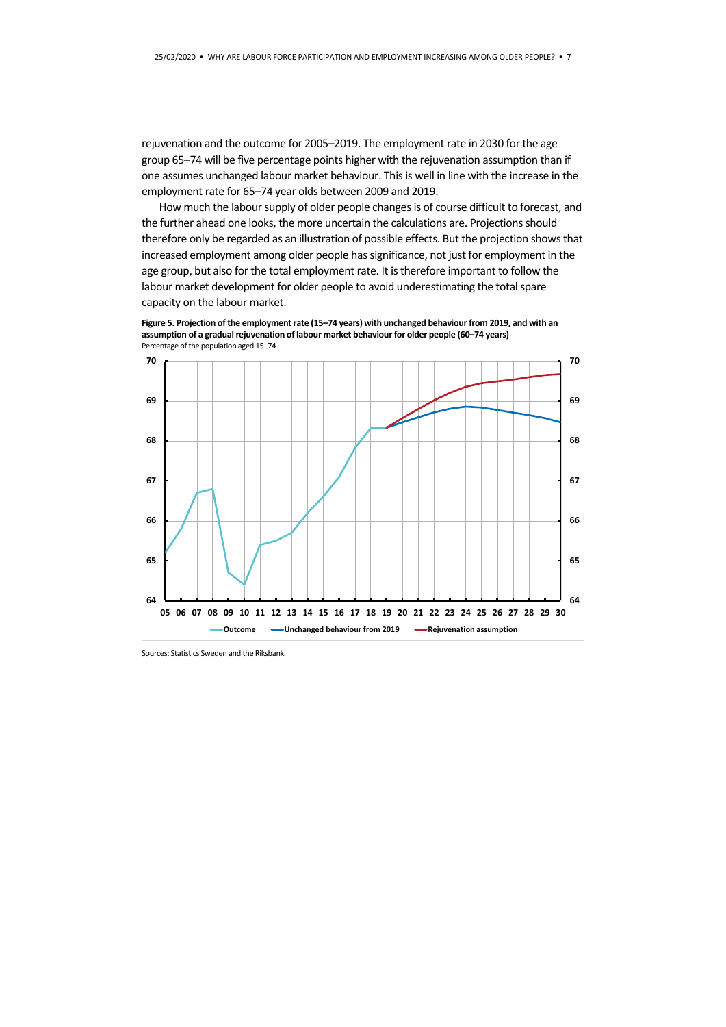rejuvenation and the outcome for 2005–2019. The employment rate in 2030 for the age group 65–74 will be five percentage points higher with the rejuvenation assumption than if one assumes unchanged labour market behaviour. This is well in line with the increase in the employment rate for 65–74 year olds between 2009 and 2019.

How much the labour supply of older people changes is of course difficult to forecast, and the further ahead one looks, the more uncertain the calculations are. Projections should therefore only be regarded as an illustration of possible effects. But the projection shows that increased employment among older people has significance, not just for employment in the age group, but also for the total employment rate. It is therefore important to follow the labour market development for older people to avoid underestimating the total spare capacity on the labour market.

**Figure 5. Projection of the employment rate (15–74 years) with unchanged behaviour from 2019, and with an assumption of a gradual rejuvenation of labour market behaviour for older people (60–74 years)**
Percentage of the population aged 15–74

Sources: Statistics Sweden and the Riksbank.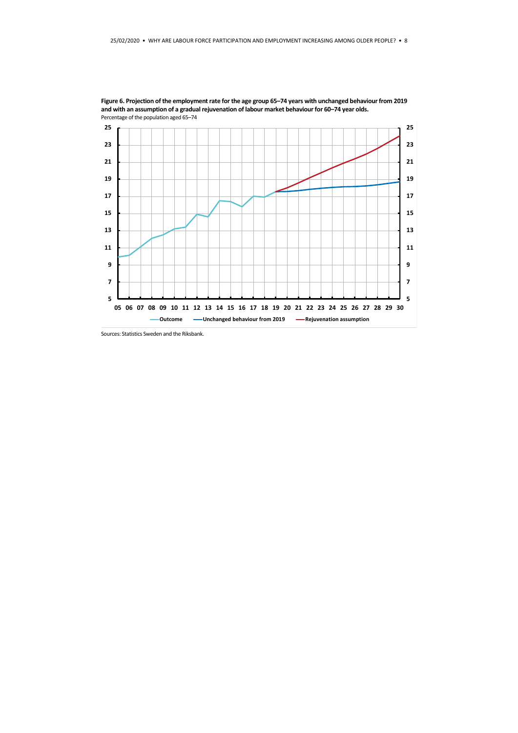**Figure 6. Projection of the employment rate for the age group 65–74 years with unchanged behaviour from 2019 and with an assumption of a gradual rejuvenation of labour market behaviour for 60–74 year olds.**
Percentage of the population aged 65–74

Sources: Statistics Sweden and the Riksbank.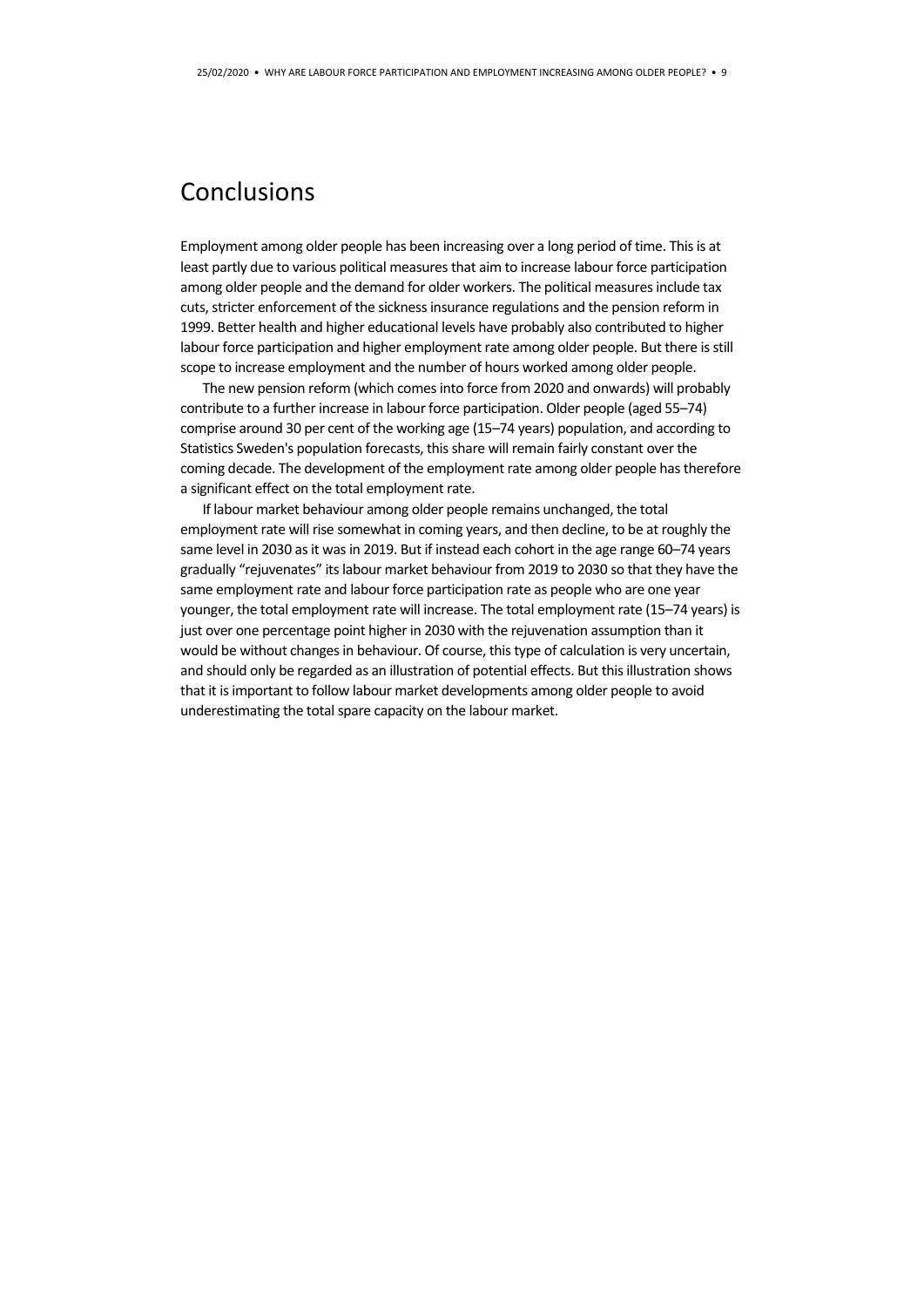# Conclusions

Employment among older people has been increasing over a long period of time. This is at least partly due to various political measures that aim to increase labour force participation among older people and the demand for older workers. The political measures include tax cuts, stricter enforcement of the sickness insurance regulations and the pension reform in 1999. Better health and higher educational levels have probably also contributed to higher labour force participation and higher employment rate among older people. But there is still scope to increase employment and the number of hours worked among older people.

The new pension reform (which comes into force from 2020 and onwards) will probably contribute to a further increase in labour force participation. Older people (aged 55–74) comprise around 30 per cent of the working age (15–74 years) population, and according to Statistics Sweden's population forecasts, this share will remain fairly constant over the coming decade. The development of the employment rate among older people has therefore a significant effect on the total employment rate.

If labour market behaviour among older people remains unchanged, the total employment rate will rise somewhat in coming years, and then decline, to be at roughly the same level in 2030 as it was in 2019. But if instead each cohort in the age range 60–74 years gradually "rejuvenates" its labour market behaviour from 2019 to 2030 so that they have the same employment rate and labour force participation rate as people who are one year younger, the total employment rate will increase. The total employment rate (15–74 years) is just over one percentage point higher in 2030 with the rejuvenation assumption than it would be without changes in behaviour. Of course, this type of calculation is very uncertain, and should only be regarded as an illustration of potential effects. But this illustration shows that it is important to follow labour market developments among older people to avoid underestimating the total spare capacity on the labour market.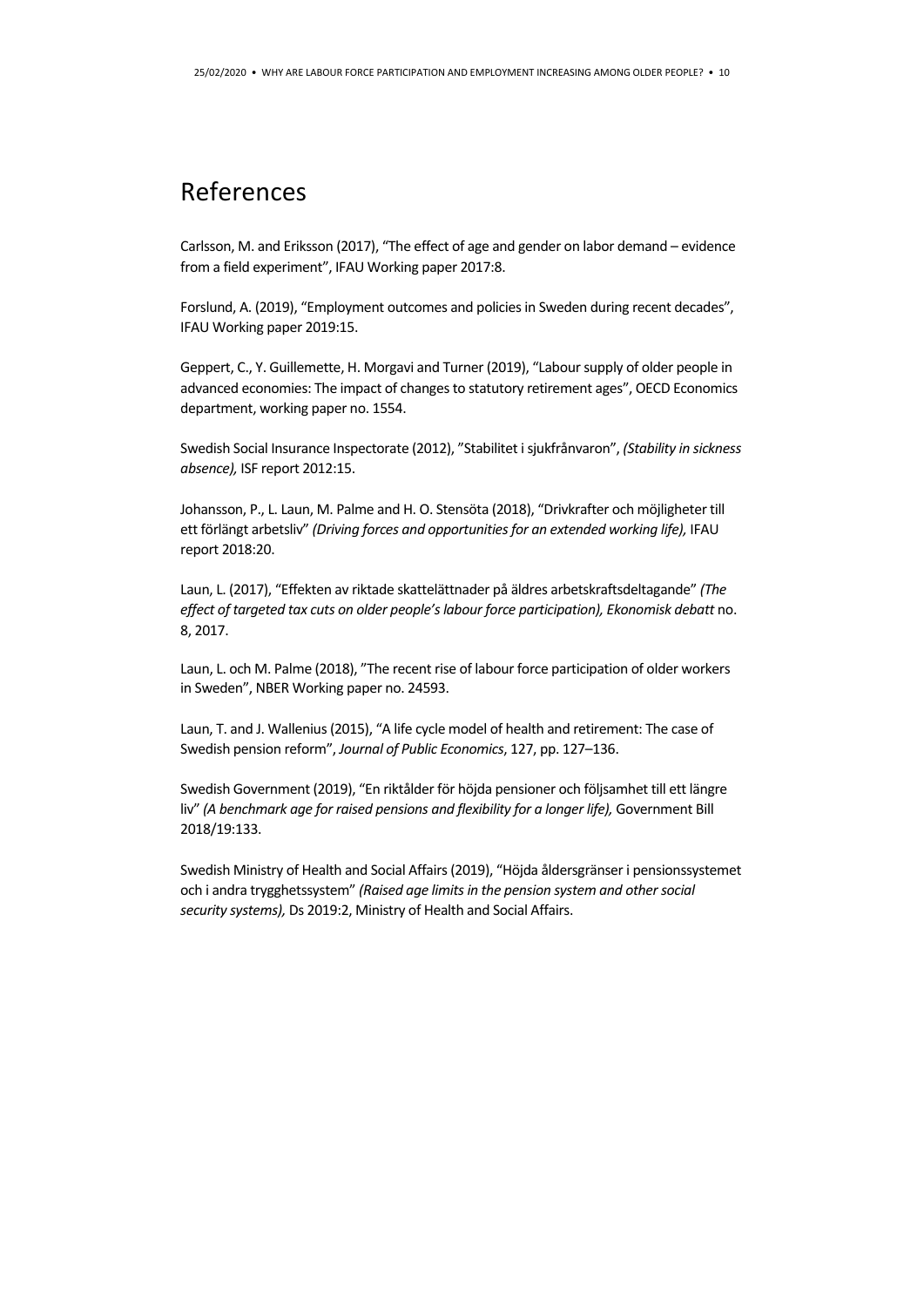# References

Carlsson, M. and Eriksson (2017), "The effect of age and gender on labor demand – evidence from a field experiment", IFAU Working paper 2017:8.

Forslund, A. (2019), "Employment outcomes and policies in Sweden during recent decades", IFAU Working paper 2019:15.

Geppert, C., Y. Guillemette, H. Morgavi and Turner (2019), "Labour supply of older people in advanced economies: The impact of changes to statutory retirement ages", OECD Economics department, working paper no. 1554.

Swedish Social Insurance Inspectorate (2012), "Stabilitet i sjukfrånvaron", *(Stability in sickness absence),* ISF report 2012:15.

Johansson, P., L. Laun, M. Palme and H. O. Stensöta (2018), "Drivkrafter och möjligheter till ett förlängt arbetsliv" *(Driving forces and opportunities for an extended working life),* IFAU report 2018:20.

Laun, L. (2017), "Effekten av riktade skattelättnader på äldres arbetskraftsdeltagande" *(The effect of targeted tax cuts on older people's labour force participation), Ekonomisk debatt* no. 8, 2017.

Laun, L. och M. Palme (2018), "The recent rise of labour force participation of older workers in Sweden", NBER Working paper no. 24593.

Laun, T. and J. Wallenius (2015), "A life cycle model of health and retirement: The case of Swedish pension reform", *Journal of Public Economics*, 127, pp. 127–136.

Swedish Government (2019), "En riktålder för höjda pensioner och följsamhet till ett längre liv" *(A benchmark age for raised pensions and flexibility for a longer life),* Government Bill 2018/19:133.

Swedish Ministry of Health and Social Affairs (2019), "Höjda åldersgränser i pensionssystemet och i andra trygghetssystem" *(Raised age limits in the pension system and other social security systems),* Ds 2019:2, Ministry of Health and Social Affairs.